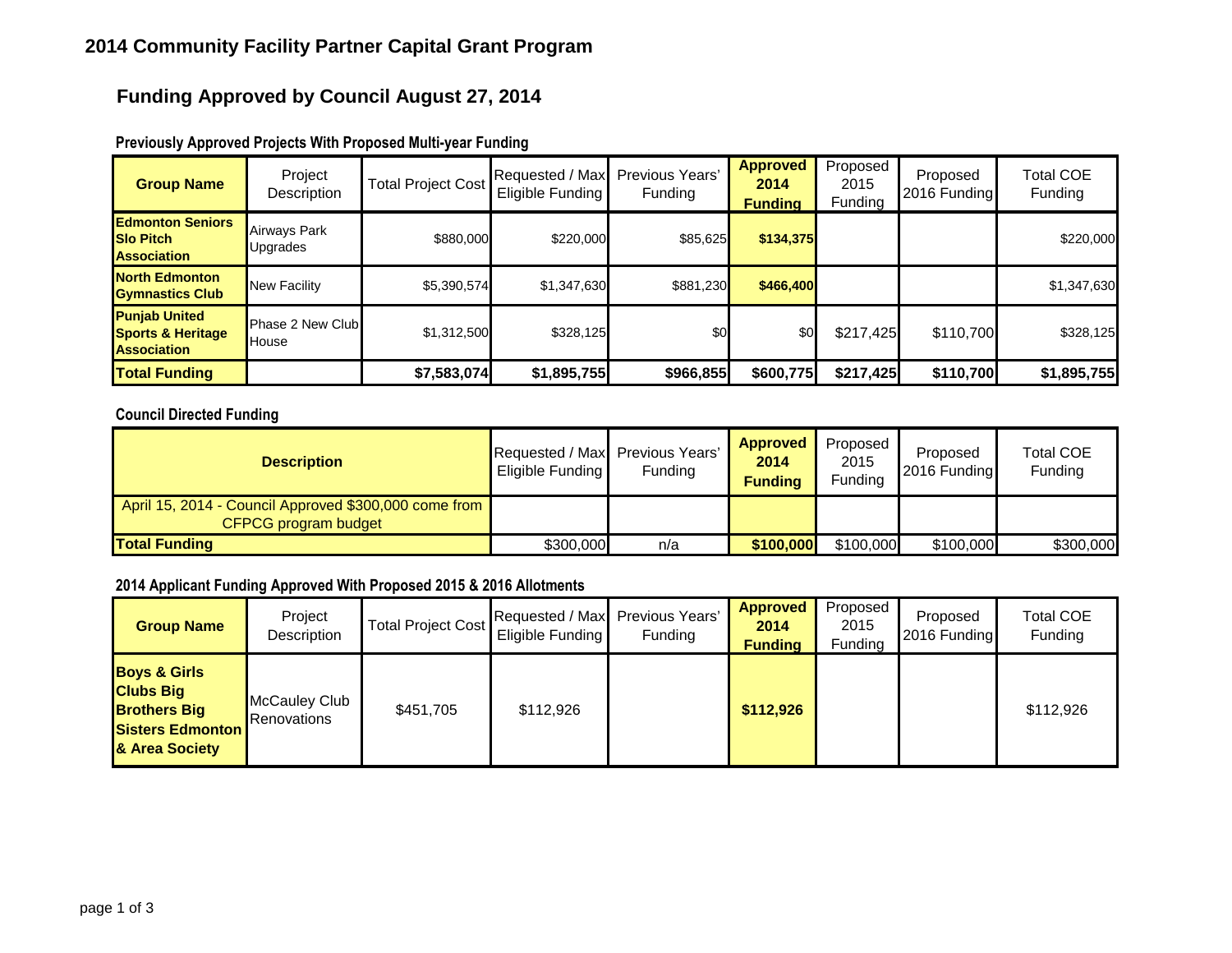# 2014 Community Facility Partner Capital Grant Program

## Funding Approved by Council August 27, 2014

### Previously Approved Projects With Proposed Multi-year Funding

| Group Name | Project Description | Total Project Cost | Requested / Max Eligible Funding | Previous Years' Funding | Approved 2014 Funding | Proposed 2015 Funding | Proposed 2016 Funding | Total COE Funding |
|---|---|---|---|---|---|---|---|---|
| **Edmonton Seniors Slo Pitch Association** | Airways Park Upgrades | $880,000 | $220,000 | $85,625 | **$134,375** | | | $220,000 |
| **North Edmonton Gymnastics Club** | New Facility | $5,390,574 | $1,347,630 | $881,230 | **$466,400** | | | $1,347,630 |
| **Punjab United Sports & Heritage Association** | Phase 2 New Club House | $1,312,500 | $328,125 | $0 | $0 | $217,425 | $110,700 | $328,125 |
| **Total Funding** | | **$7,583,074** | **$1,895,755** | **$966,855** | **$600,775** | **$217,425** | **$110,700** | **$1,895,755** |

### Council Directed Funding

| Description | Requested / Max Eligible Funding | Previous Years' Funding | Approved 2014 Funding | Proposed 2015 Funding | Proposed 2016 Funding | Total COE Funding |
|---|---|---|---|---|---|---|
| April 15, 2014 - Council Approved $300,000 come from CFPCG program budget | | | | | | |
| **Total Funding** | $300,000 | n/a | **$100,000** | $100,000 | $100,000 | $300,000 |

### 2014 Applicant Funding Approved With Proposed 2015 & 2016 Allotments

| Group Name | Project Description | Total Project Cost | Requested / Max Eligible Funding | Previous Years' Funding | Approved 2014 Funding | Proposed 2015 Funding | Proposed 2016 Funding | Total COE Funding |
|---|---|---|---|---|---|---|---|---|
| **Boys & Girls Clubs Big Brothers Big Sisters Edmonton & Area Society** | McCauley Club Renovations | $451,705 | $112,926 | | **$112,926** | | | $112,926 |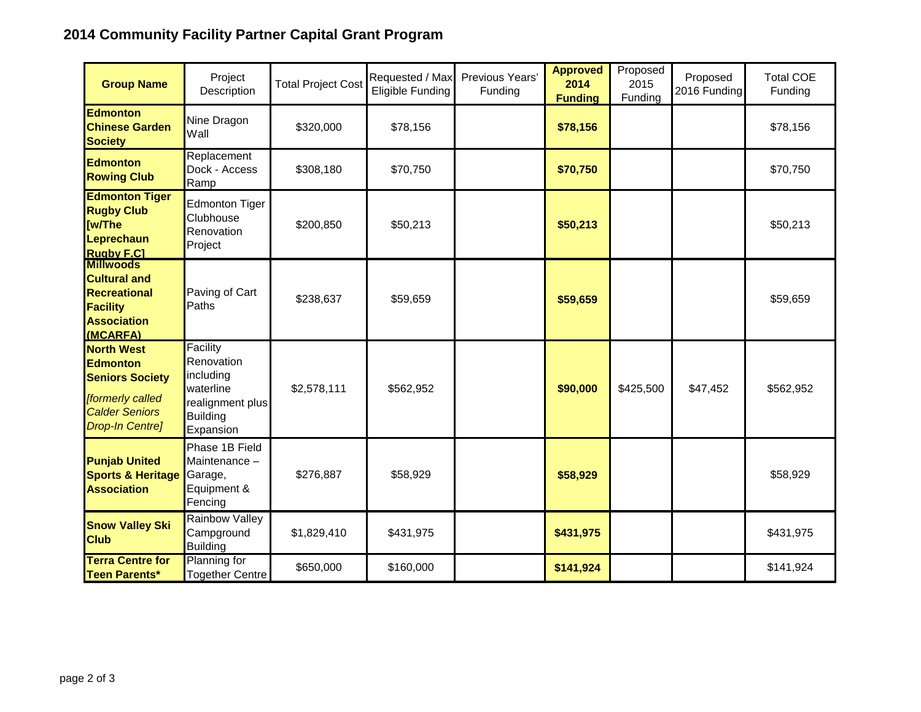## 2014 Community Facility Partner Capital Grant Program

| Group Name | Project Description | Total Project Cost | Requested / Max Eligible Funding | Previous Years' Funding | Approved 2014 Funding | Proposed 2015 Funding | Proposed 2016 Funding | Total COE Funding |
|---|---|---|---|---|---|---|---|---|
| **Edmonton Chinese Garden Society** | Nine Dragon Wall | $320,000 | $78,156 | | **$78,156** | | | $78,156 |
| **Edmonton Rowing Club** | Replacement Dock - Access Ramp | $308,180 | $70,750 | | **$70,750** | | | $70,750 |
| **Edmonton Tiger Rugby Club [w/The Leprechaun Rugby F.C]** | Edmonton Tiger Clubhouse Renovation Project | $200,850 | $50,213 | | **$50,213** | | | $50,213 |
| **Millwoods Cultural and Recreational Facility Association (MCARFA)** | Paving of Cart Paths | $238,637 | $59,659 | | **$59,659** | | | $59,659 |
| **North West Edmonton Seniors Society** *[formerly called Calder Seniors Drop-In Centre]* | Facility Renovation including waterline realignment plus Building Expansion | $2,578,111 | $562,952 | | **$90,000** | $425,500 | $47,452 | $562,952 |
| **Punjab United Sports & Heritage Association** | Phase 1B Field Maintenance – Garage, Equipment & Fencing | $276,887 | $58,929 | | **$58,929** | | | $58,929 |
| **Snow Valley Ski Club** | Rainbow Valley Campground Building | $1,829,410 | $431,975 | | **$431,975** | | | $431,975 |
| **Terra Centre for Teen Parents*** | Planning for Together Centre | $650,000 | $160,000 | | **$141,924** | | | $141,924 |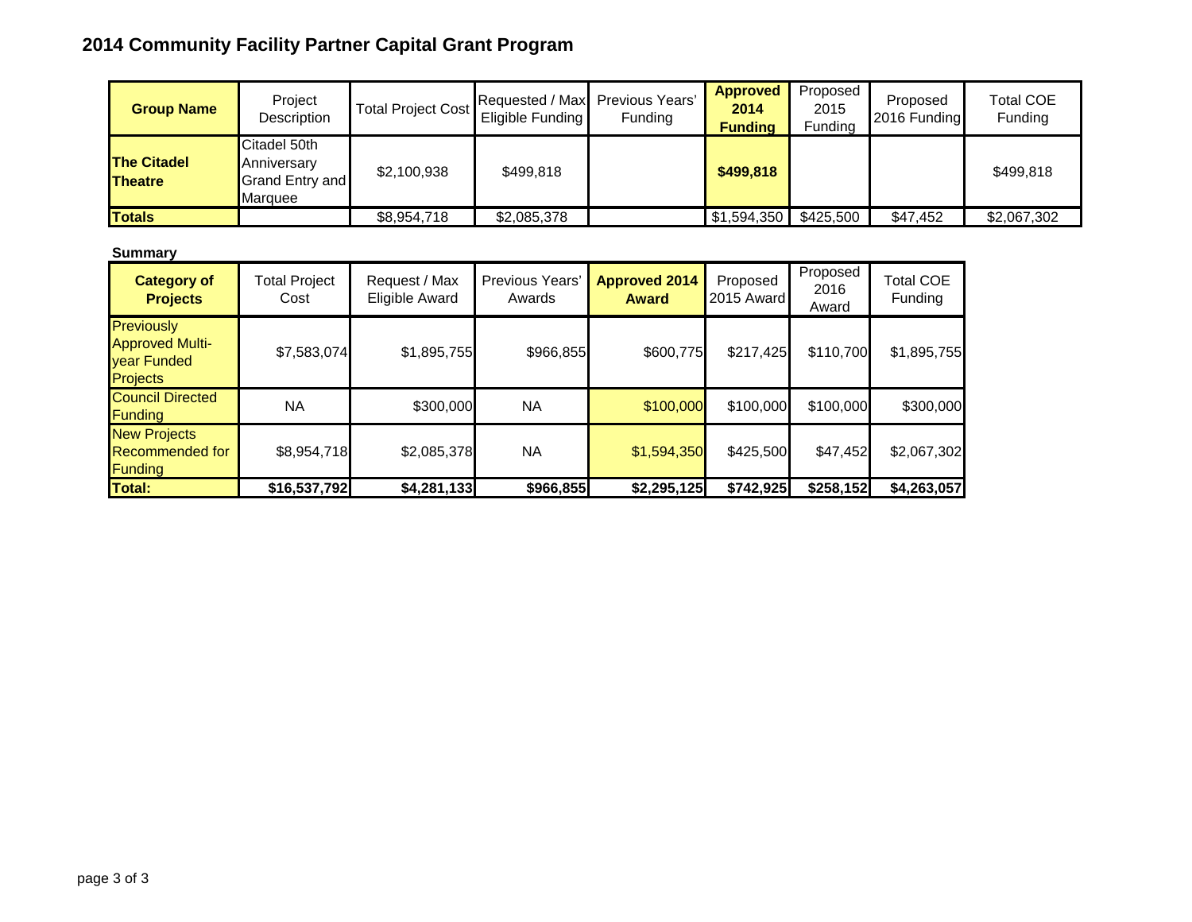## 2014 Community Facility Partner Capital Grant Program

| Group Name | Project Description | Total Project Cost | Requested / Max Eligible Funding | Previous Years' Funding | Approved 2014 Funding | Proposed 2015 Funding | Proposed 2016 Funding | Total COE Funding |
|---|---|---|---|---|---|---|---|---|
| **The Citadel Theatre** | Citadel 50th Anniversary Grand Entry and Marquee | $2,100,938 | $499,818 | | **$499,818** | | | $499,818 |
| **Totals** | | $8,954,718 | $2,085,378 | | $1,594,350 | $425,500 | $47,452 | $2,067,302 |

**Summary**

| Category of Projects | Total Project Cost | Request / Max Eligible Award | Previous Years' Awards | Approved 2014 Award | Proposed 2015 Award | Proposed 2016 Award | Total COE Funding |
|---|---|---|---|---|---|---|---|
| Previously Approved Multi-year Funded Projects | $7,583,074 | $1,895,755 | $966,855 | $600,775 | $217,425 | $110,700 | $1,895,755 |
| Council Directed Funding | NA | $300,000 | NA | $100,000 | $100,000 | $100,000 | $300,000 |
| New Projects Recommended for Funding | $8,954,718 | $2,085,378 | NA | $1,594,350 | $425,500 | $47,452 | $2,067,302 |
| **Total:** | **$16,537,792** | **$4,281,133** | **$966,855** | **$2,295,125** | **$742,925** | **$258,152** | **$4,263,057** |